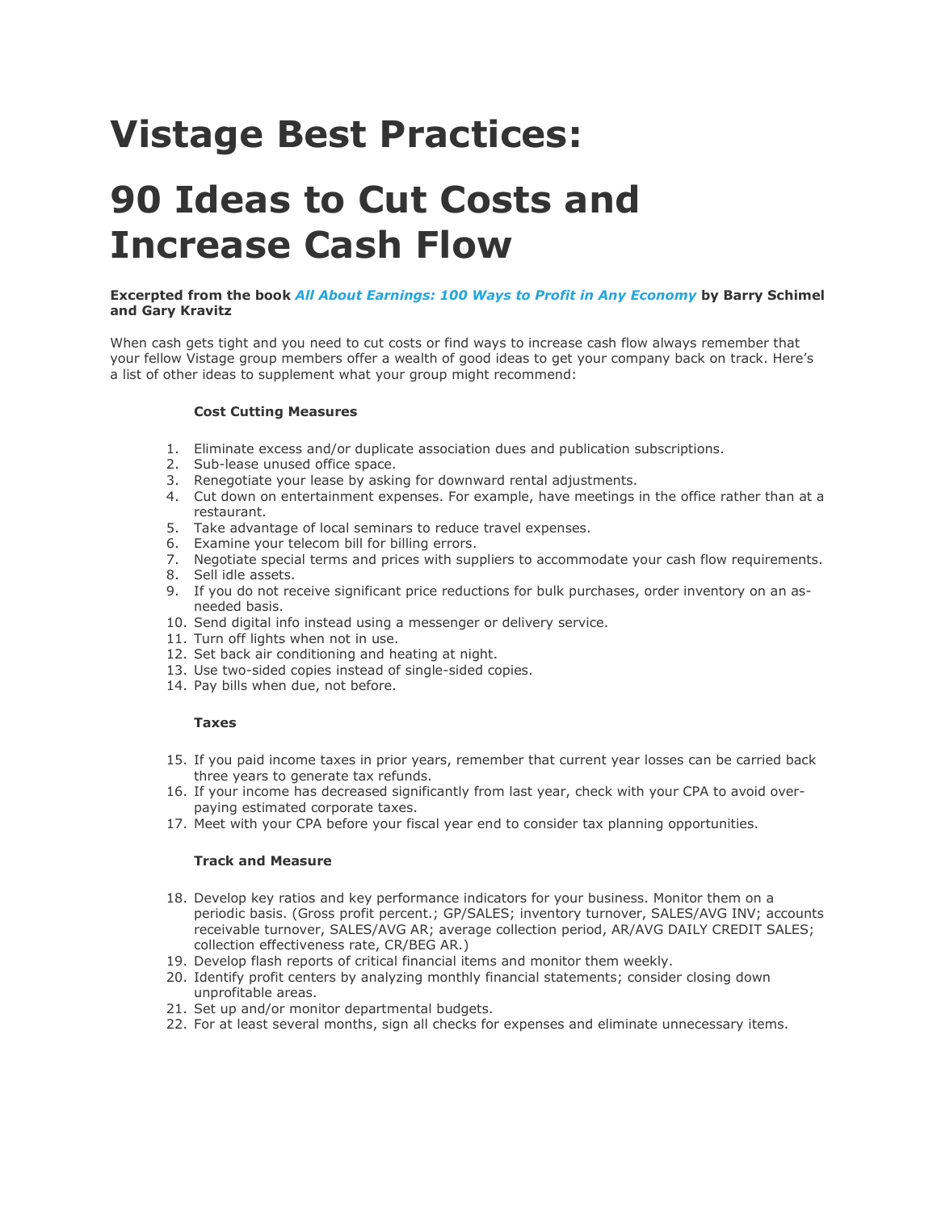# Vistage Best Practices:

# 90 Ideas to Cut Costs and Increase Cash Flow

**Excerpted from the book *All About Earnings: 100 Ways to Profit in Any Economy* by Barry Schimel and Gary Kravitz**

When cash gets tight and you need to cut costs or find ways to increase cash flow always remember that your fellow Vistage group members offer a wealth of good ideas to get your company back on track. Here's a list of other ideas to supplement what your group might recommend:

**Cost Cutting Measures**

1. Eliminate excess and/or duplicate association dues and publication subscriptions.
2. Sub-lease unused office space.
3. Renegotiate your lease by asking for downward rental adjustments.
4. Cut down on entertainment expenses. For example, have meetings in the office rather than at a restaurant.
5. Take advantage of local seminars to reduce travel expenses.
6. Examine your telecom bill for billing errors.
7. Negotiate special terms and prices with suppliers to accommodate your cash flow requirements.
8. Sell idle assets.
9. If you do not receive significant price reductions for bulk purchases, order inventory on an as-needed basis.
10. Send digital info instead using a messenger or delivery service.
11. Turn off lights when not in use.
12. Set back air conditioning and heating at night.
13. Use two-sided copies instead of single-sided copies.
14. Pay bills when due, not before.

**Taxes**

15. If you paid income taxes in prior years, remember that current year losses can be carried back three years to generate tax refunds.
16. If your income has decreased significantly from last year, check with your CPA to avoid over-paying estimated corporate taxes.
17. Meet with your CPA before your fiscal year end to consider tax planning opportunities.

**Track and Measure**

18. Develop key ratios and key performance indicators for your business. Monitor them on a periodic basis. (Gross profit percent.; GP/SALES; inventory turnover, SALES/AVG INV; accounts receivable turnover, SALES/AVG AR; average collection period, AR/AVG DAILY CREDIT SALES; collection effectiveness rate, CR/BEG AR.)
19. Develop flash reports of critical financial items and monitor them weekly.
20. Identify profit centers by analyzing monthly financial statements; consider closing down unprofitable areas.
21. Set up and/or monitor departmental budgets.
22. For at least several months, sign all checks for expenses and eliminate unnecessary items.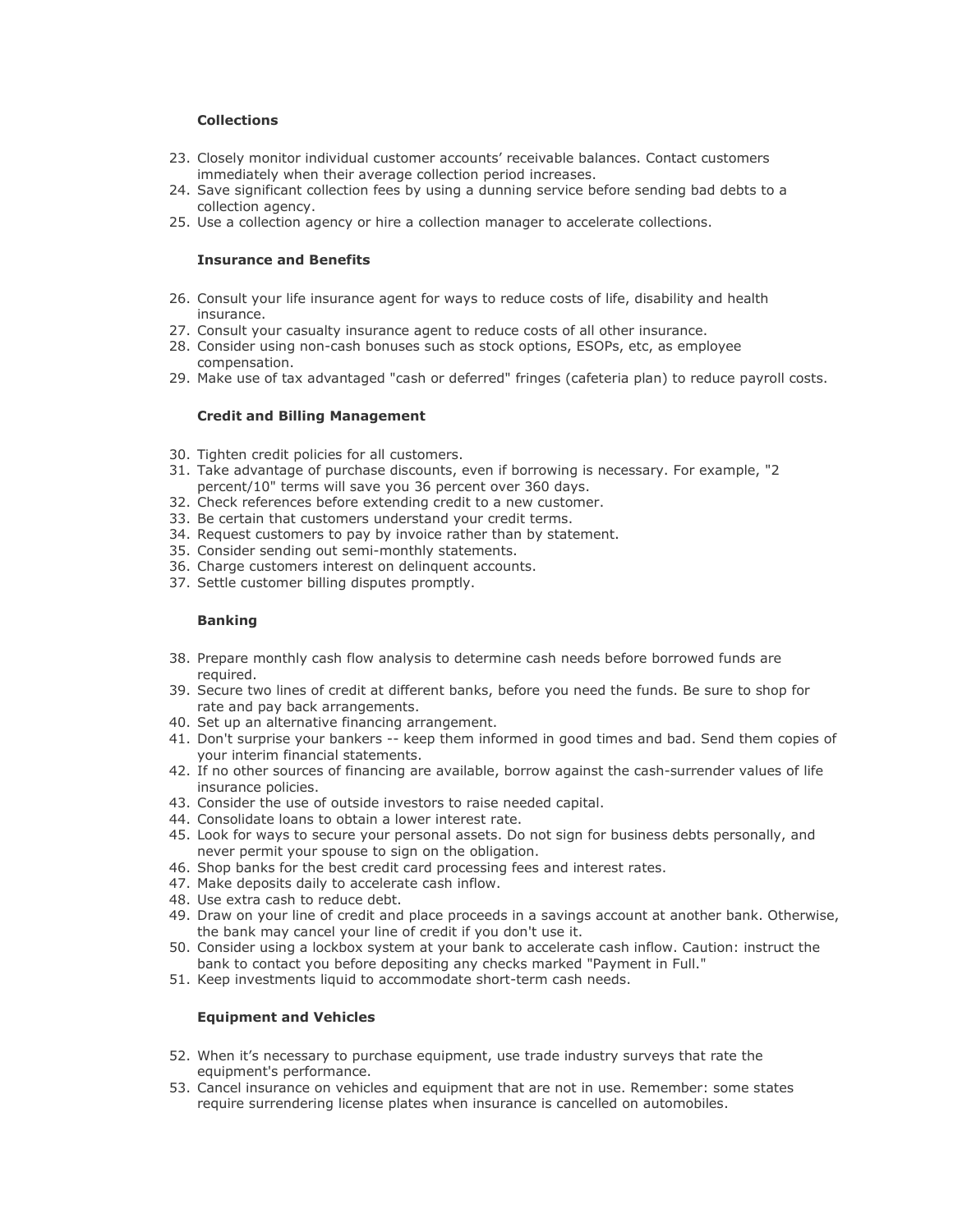### Collections

23. Closely monitor individual customer accounts' receivable balances. Contact customers immediately when their average collection period increases.
24. Save significant collection fees by using a dunning service before sending bad debts to a collection agency.
25. Use a collection agency or hire a collection manager to accelerate collections.

### Insurance and Benefits

26. Consult your life insurance agent for ways to reduce costs of life, disability and health insurance.
27. Consult your casualty insurance agent to reduce costs of all other insurance.
28. Consider using non-cash bonuses such as stock options, ESOPs, etc, as employee compensation.
29. Make use of tax advantaged "cash or deferred" fringes (cafeteria plan) to reduce payroll costs.

### Credit and Billing Management

30. Tighten credit policies for all customers.
31. Take advantage of purchase discounts, even if borrowing is necessary. For example, "2 percent/10" terms will save you 36 percent over 360 days.
32. Check references before extending credit to a new customer.
33. Be certain that customers understand your credit terms.
34. Request customers to pay by invoice rather than by statement.
35. Consider sending out semi-monthly statements.
36. Charge customers interest on delinquent accounts.
37. Settle customer billing disputes promptly.

### Banking

38. Prepare monthly cash flow analysis to determine cash needs before borrowed funds are required.
39. Secure two lines of credit at different banks, before you need the funds. Be sure to shop for rate and pay back arrangements.
40. Set up an alternative financing arrangement.
41. Don't surprise your bankers -- keep them informed in good times and bad. Send them copies of your interim financial statements.
42. If no other sources of financing are available, borrow against the cash-surrender values of life insurance policies.
43. Consider the use of outside investors to raise needed capital.
44. Consolidate loans to obtain a lower interest rate.
45. Look for ways to secure your personal assets. Do not sign for business debts personally, and never permit your spouse to sign on the obligation.
46. Shop banks for the best credit card processing fees and interest rates.
47. Make deposits daily to accelerate cash inflow.
48. Use extra cash to reduce debt.
49. Draw on your line of credit and place proceeds in a savings account at another bank. Otherwise, the bank may cancel your line of credit if you don't use it.
50. Consider using a lockbox system at your bank to accelerate cash inflow. Caution: instruct the bank to contact you before depositing any checks marked "Payment in Full."
51. Keep investments liquid to accommodate short-term cash needs.

### Equipment and Vehicles

52. When it's necessary to purchase equipment, use trade industry surveys that rate the equipment's performance.
53. Cancel insurance on vehicles and equipment that are not in use. Remember: some states require surrendering license plates when insurance is cancelled on automobiles.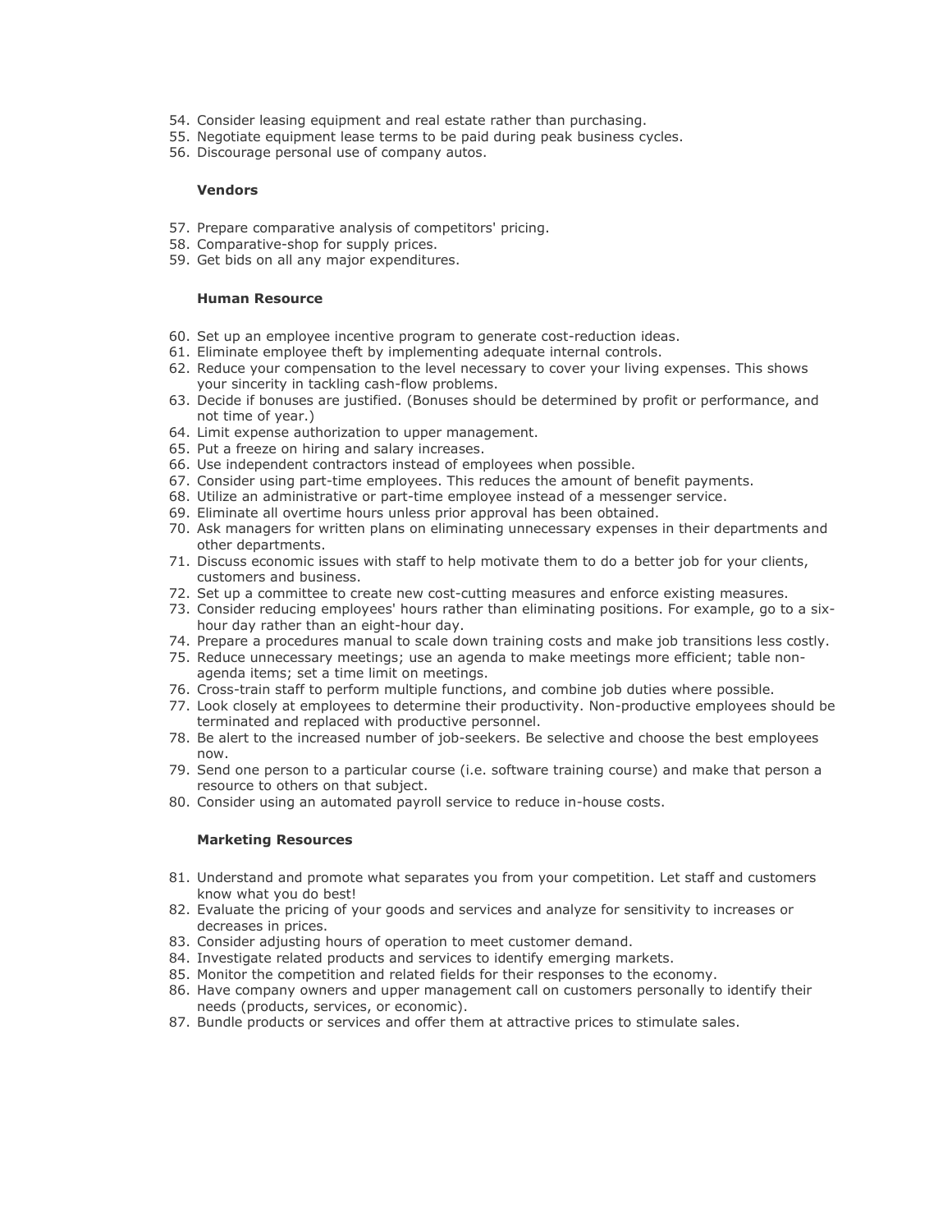54. Consider leasing equipment and real estate rather than purchasing.
55. Negotiate equipment lease terms to be paid during peak business cycles.
56. Discourage personal use of company autos.

**Vendors**

57. Prepare comparative analysis of competitors' pricing.
58. Comparative-shop for supply prices.
59. Get bids on all any major expenditures.

**Human Resource**

60. Set up an employee incentive program to generate cost-reduction ideas.
61. Eliminate employee theft by implementing adequate internal controls.
62. Reduce your compensation to the level necessary to cover your living expenses. This shows your sincerity in tackling cash-flow problems.
63. Decide if bonuses are justified. (Bonuses should be determined by profit or performance, and not time of year.)
64. Limit expense authorization to upper management.
65. Put a freeze on hiring and salary increases.
66. Use independent contractors instead of employees when possible.
67. Consider using part-time employees. This reduces the amount of benefit payments.
68. Utilize an administrative or part-time employee instead of a messenger service.
69. Eliminate all overtime hours unless prior approval has been obtained.
70. Ask managers for written plans on eliminating unnecessary expenses in their departments and other departments.
71. Discuss economic issues with staff to help motivate them to do a better job for your clients, customers and business.
72. Set up a committee to create new cost-cutting measures and enforce existing measures.
73. Consider reducing employees' hours rather than eliminating positions. For example, go to a six-hour day rather than an eight-hour day.
74. Prepare a procedures manual to scale down training costs and make job transitions less costly.
75. Reduce unnecessary meetings; use an agenda to make meetings more efficient; table non-agenda items; set a time limit on meetings.
76. Cross-train staff to perform multiple functions, and combine job duties where possible.
77. Look closely at employees to determine their productivity. Non-productive employees should be terminated and replaced with productive personnel.
78. Be alert to the increased number of job-seekers. Be selective and choose the best employees now.
79. Send one person to a particular course (i.e. software training course) and make that person a resource to others on that subject.
80. Consider using an automated payroll service to reduce in-house costs.

**Marketing Resources**

81. Understand and promote what separates you from your competition. Let staff and customers know what you do best!
82. Evaluate the pricing of your goods and services and analyze for sensitivity to increases or decreases in prices.
83. Consider adjusting hours of operation to meet customer demand.
84. Investigate related products and services to identify emerging markets.
85. Monitor the competition and related fields for their responses to the economy.
86. Have company owners and upper management call on customers personally to identify their needs (products, services, or economic).
87. Bundle products or services and offer them at attractive prices to stimulate sales.